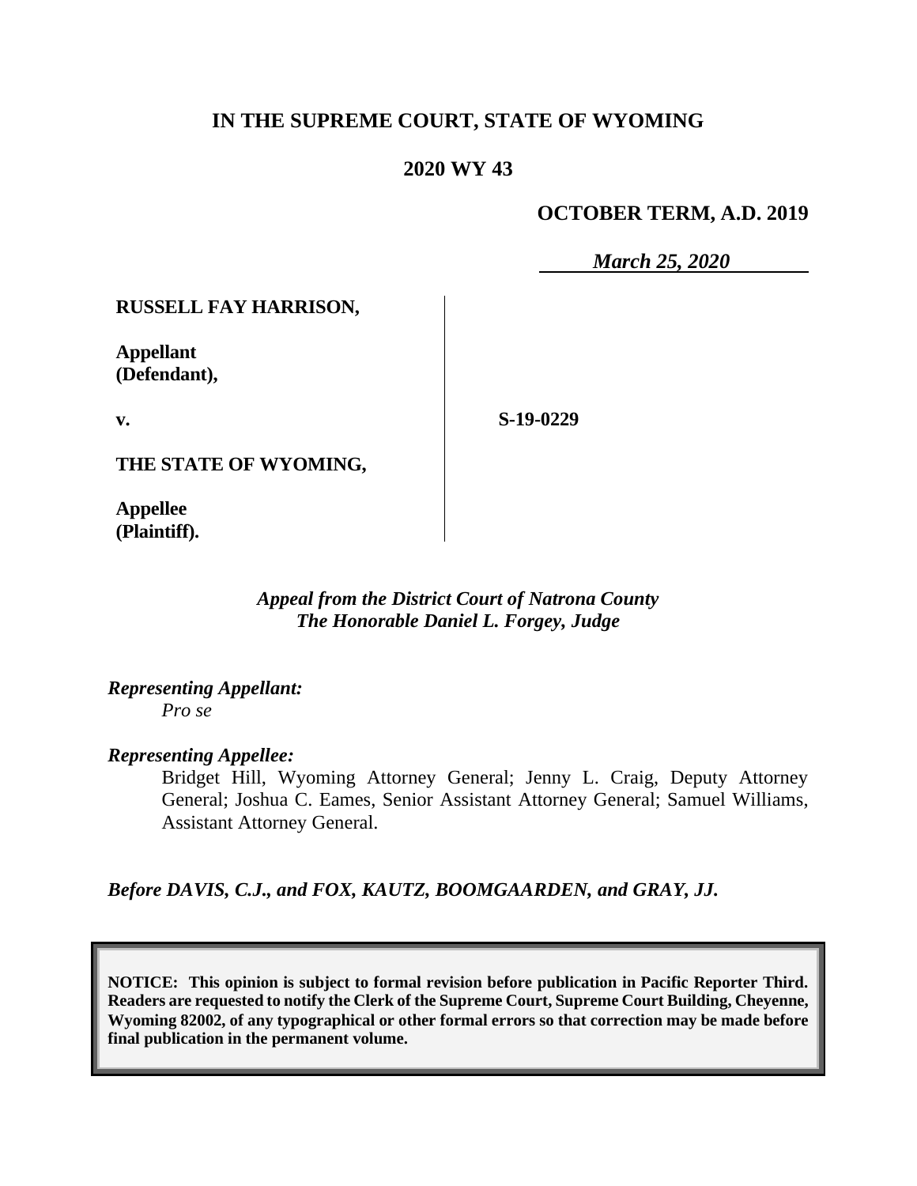# IN THE SUPREME COURT, STATE OF WYOMING

## 2020 WY 43

**OCTOBER TERM, A.D. 2019**

*March 25, 2020*

**RUSSELL FAY HARRISON,**

**Appellant (Defendant),**

**v.**

**S-19-0229**

**THE STATE OF WYOMING,**

**Appellee (Plaintiff).**

*Appeal from the District Court of Natrona County*
*The Honorable Daniel L. Forgey, Judge*

*Representing Appellant:*
*Pro se*

*Representing Appellee:*
Bridget Hill, Wyoming Attorney General; Jenny L. Craig, Deputy Attorney General; Joshua C. Eames, Senior Assistant Attorney General; Samuel Williams, Assistant Attorney General.

*Before DAVIS, C.J., and FOX, KAUTZ, BOOMGAARDEN, and GRAY, JJ.*

**NOTICE: This opinion is subject to formal revision before publication in Pacific Reporter Third. Readers are requested to notify the Clerk of the Supreme Court, Supreme Court Building, Cheyenne, Wyoming 82002, of any typographical or other formal errors so that correction may be made before final publication in the permanent volume.**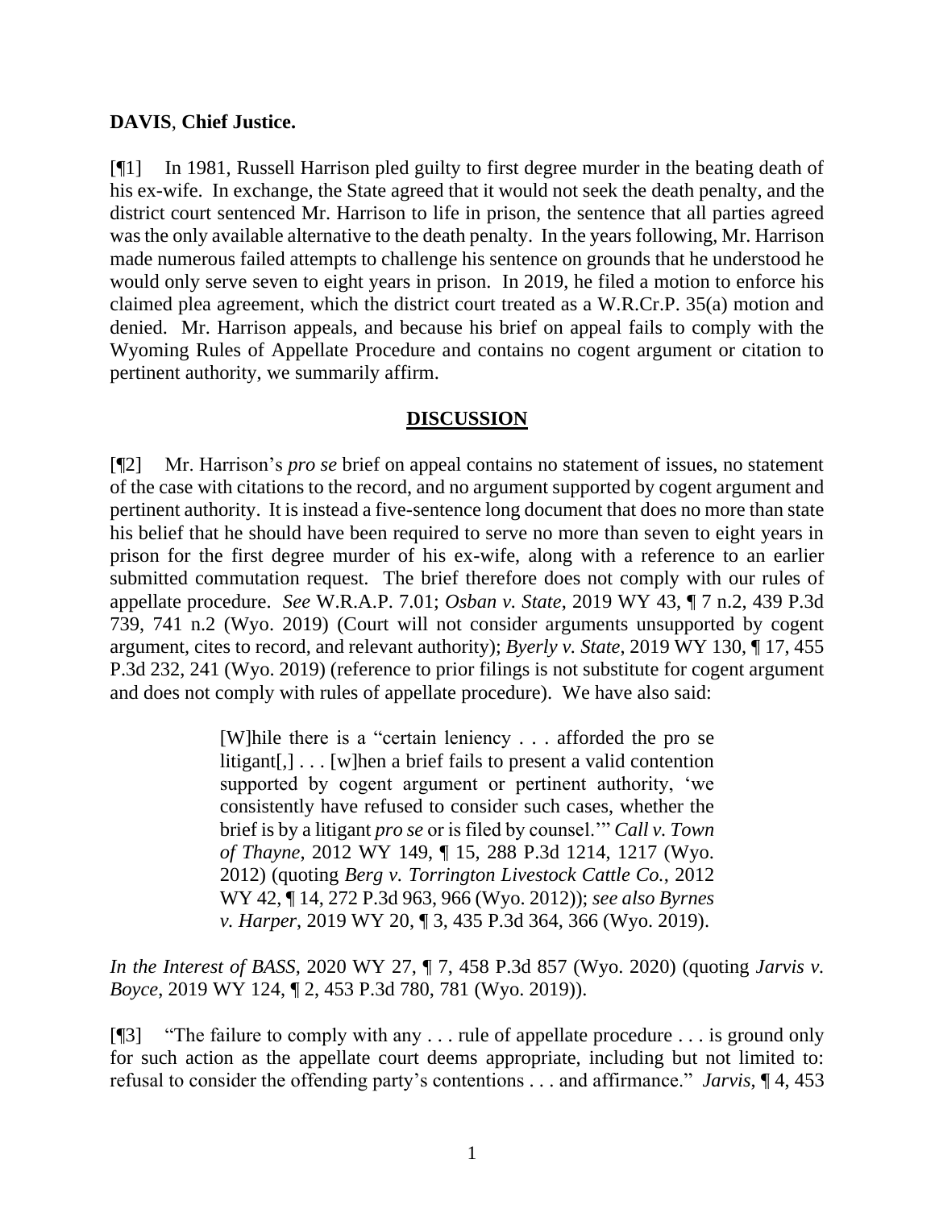**DAVIS**, **Chief Justice.**

[¶1] In 1981, Russell Harrison pled guilty to first degree murder in the beating death of his ex-wife. In exchange, the State agreed that it would not seek the death penalty, and the district court sentenced Mr. Harrison to life in prison, the sentence that all parties agreed was the only available alternative to the death penalty. In the years following, Mr. Harrison made numerous failed attempts to challenge his sentence on grounds that he understood he would only serve seven to eight years in prison. In 2019, he filed a motion to enforce his claimed plea agreement, which the district court treated as a W.R.Cr.P. 35(a) motion and denied. Mr. Harrison appeals, and because his brief on appeal fails to comply with the Wyoming Rules of Appellate Procedure and contains no cogent argument or citation to pertinent authority, we summarily affirm.

## DISCUSSION

[¶2] Mr. Harrison's *pro se* brief on appeal contains no statement of issues, no statement of the case with citations to the record, and no argument supported by cogent argument and pertinent authority. It is instead a five-sentence long document that does no more than state his belief that he should have been required to serve no more than seven to eight years in prison for the first degree murder of his ex-wife, along with a reference to an earlier submitted commutation request. The brief therefore does not comply with our rules of appellate procedure. *See* W.R.A.P. 7.01; *Osban v. State*, 2019 WY 43, ¶ 7 n.2, 439 P.3d 739, 741 n.2 (Wyo. 2019) (Court will not consider arguments unsupported by cogent argument, cites to record, and relevant authority); *Byerly v. State*, 2019 WY 130, ¶ 17, 455 P.3d 232, 241 (Wyo. 2019) (reference to prior filings is not substitute for cogent argument and does not comply with rules of appellate procedure). We have also said:

> [W]hile there is a "certain leniency . . . afforded the pro se litigant[,] . . . [w]hen a brief fails to present a valid contention supported by cogent argument or pertinent authority, 'we consistently have refused to consider such cases, whether the brief is by a litigant *pro se* or is filed by counsel.'" *Call v. Town of Thayne*, 2012 WY 149, ¶ 15, 288 P.3d 1214, 1217 (Wyo. 2012) (quoting *Berg v. Torrington Livestock Cattle Co.*, 2012 WY 42, ¶ 14, 272 P.3d 963, 966 (Wyo. 2012)); *see also Byrnes v. Harper*, 2019 WY 20, ¶ 3, 435 P.3d 364, 366 (Wyo. 2019).

*In the Interest of BASS*, 2020 WY 27, ¶ 7, 458 P.3d 857 (Wyo. 2020) (quoting *Jarvis v. Boyce*, 2019 WY 124, ¶ 2, 453 P.3d 780, 781 (Wyo. 2019)).

[¶3] "The failure to comply with any . . . rule of appellate procedure . . . is ground only for such action as the appellate court deems appropriate, including but not limited to: refusal to consider the offending party's contentions . . . and affirmance." *Jarvis*, ¶ 4, 453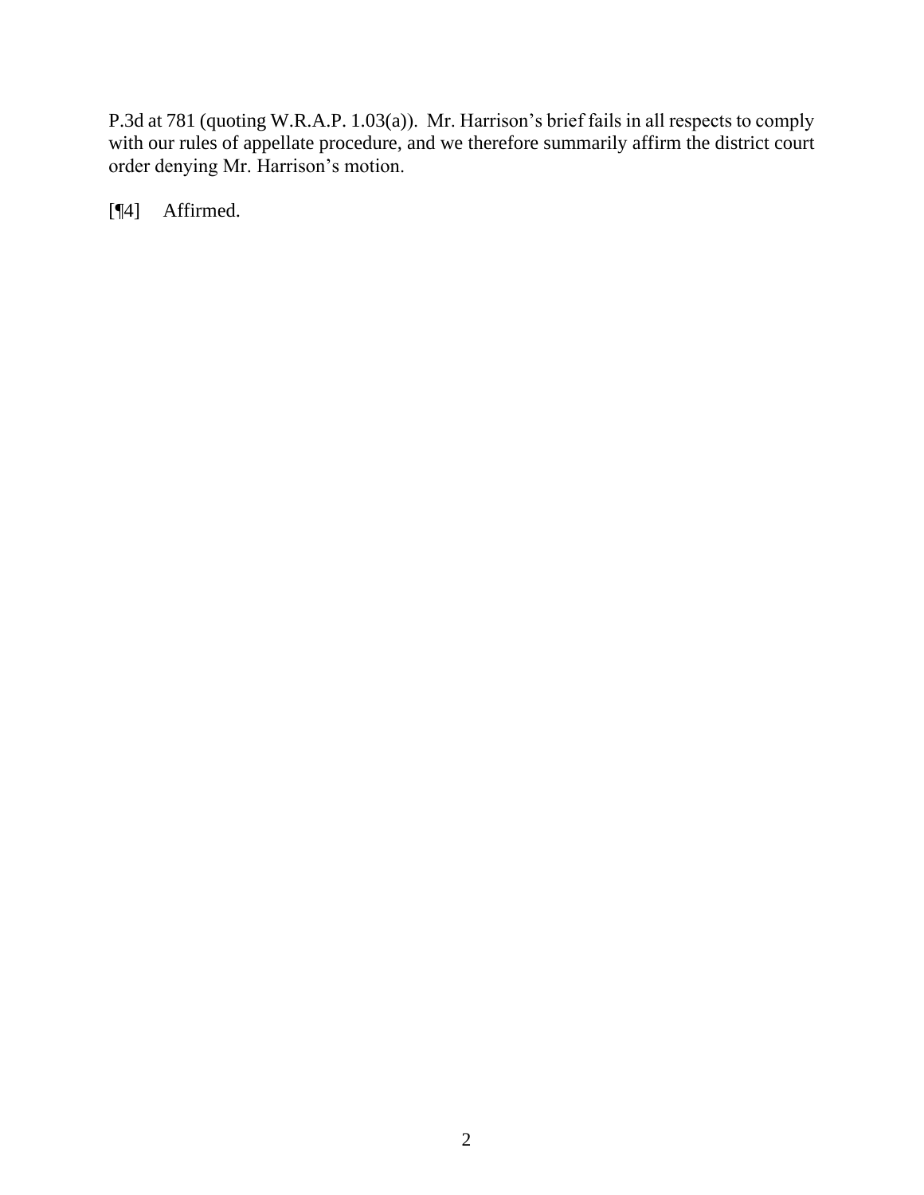P.3d at 781 (quoting W.R.A.P. 1.03(a)). Mr. Harrison's brief fails in all respects to comply with our rules of appellate procedure, and we therefore summarily affirm the district court order denying Mr. Harrison's motion.

[¶4] Affirmed.